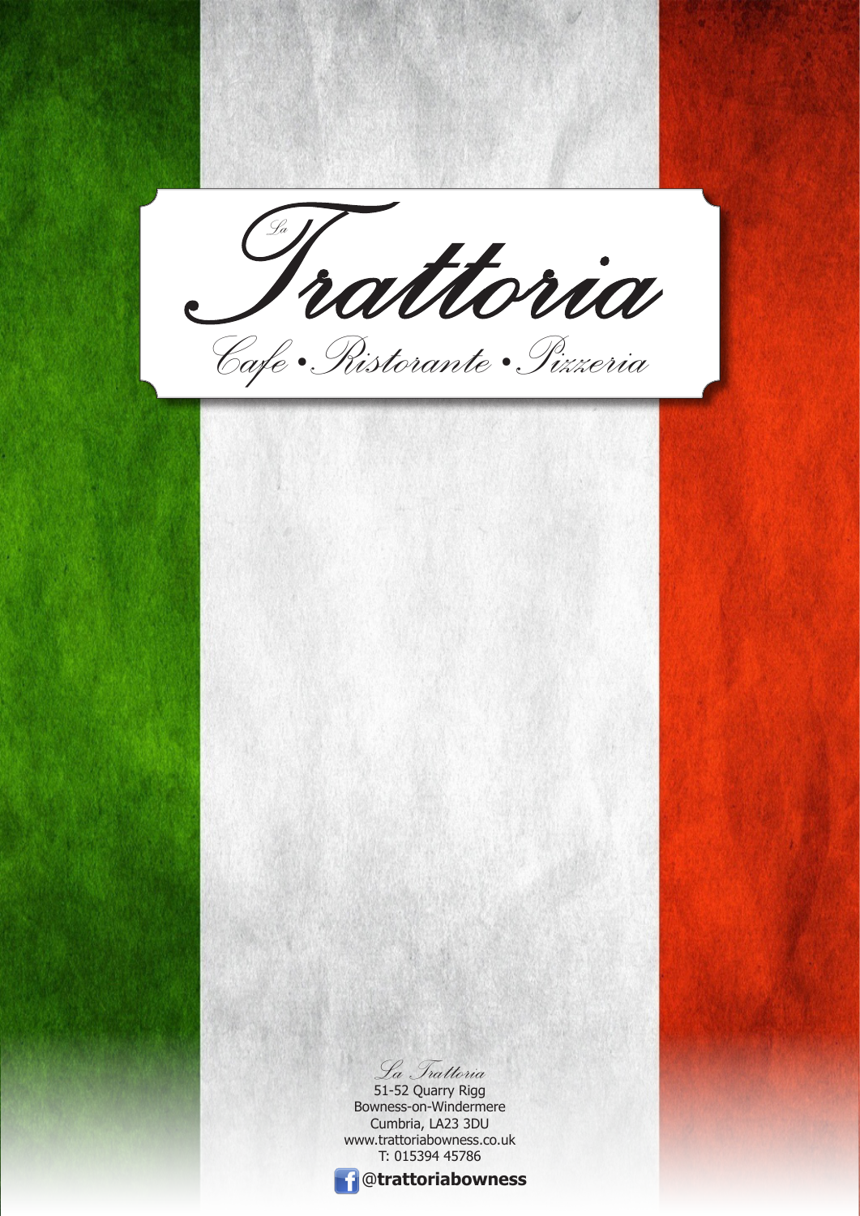# La Trattoria

## Cafe • Ristorante • Pizzeria

*La Trattoria*
51-52 Quarry Rigg
Bowness-on-Windermere
Cumbria, LA23 3DU
www.trattoriabowness.co.uk
T: 015394 45786

**@trattoriabowness**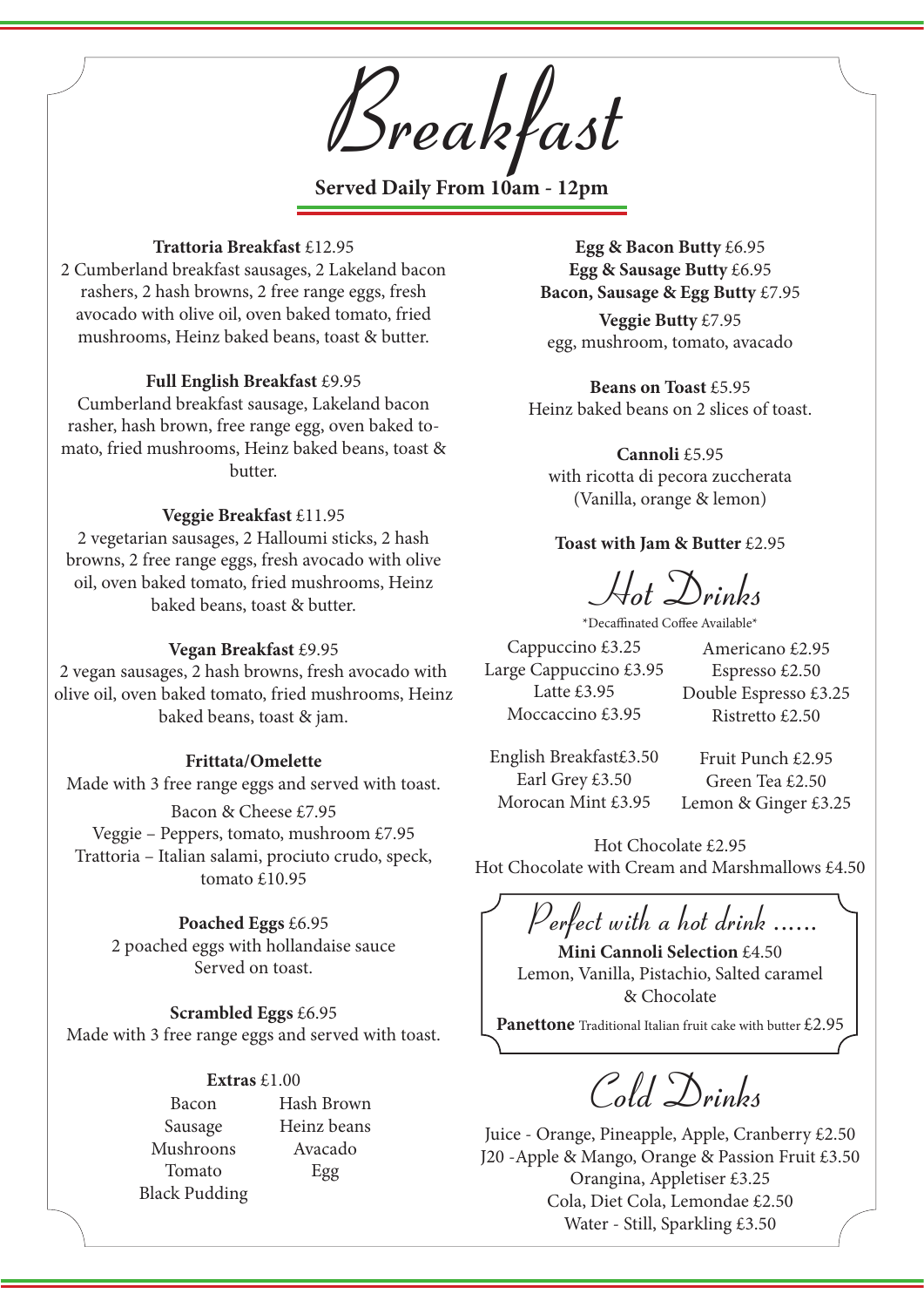# Breakfast

**Served Daily From 10am - 12pm**

**Trattoria Breakfast** £12.95
2 Cumberland breakfast sausages, 2 Lakeland bacon rashers, 2 hash browns, 2 free range eggs, fresh avocado with olive oil, oven baked tomato, fried mushrooms, Heinz baked beans, toast & butter.

**Full English Breakfast** £9.95
Cumberland breakfast sausage, Lakeland bacon rasher, hash brown, free range egg, oven baked tomato, fried mushrooms, Heinz baked beans, toast & butter.

**Veggie Breakfast** £11.95
2 vegetarian sausages, 2 Halloumi sticks, 2 hash browns, 2 free range eggs, fresh avocado with olive oil, oven baked tomato, fried mushrooms, Heinz baked beans, toast & butter.

**Vegan Breakfast** £9.95
2 vegan sausages, 2 hash browns, fresh avocado with olive oil, oven baked tomato, fried mushrooms, Heinz baked beans, toast & jam.

**Frittata/Omelette**
Made with 3 free range eggs and served with toast.

Bacon & Cheese £7.95
Veggie – Peppers, tomato, mushroom £7.95
Trattoria – Italian salami, prociuto crudo, speck, tomato £10.95

**Poached Eggs** £6.95
2 poached eggs with hollandaise sauce
Served on toast.

**Scrambled Eggs** £6.95
Made with 3 free range eggs and served with toast.

**Extras** £1.00

Bacon
Sausage
Mushroons
Tomato
Black Pudding
Hash Brown
Heinz beans
Avacado
Egg

**Egg & Bacon Butty** £6.95
**Egg & Sausage Butty** £6.95
**Bacon, Sausage & Egg Butty** £7.95

**Veggie Butty** £7.95
egg, mushroom, tomato, avacado

**Beans on Toast** £5.95
Heinz baked beans on 2 slices of toast.

**Cannoli** £5.95
with ricotta di pecora zuccherata
(Vanilla, orange & lemon)

**Toast with Jam & Butter** £2.95

## Hot Drinks

*Decaffinated Coffee Available*

Cappuccino £3.25
Large Cappuccino £3.95
Latte £3.95
Moccaccino £3.95

Americano £2.95
Espresso £2.50
Double Espresso £3.25
Ristretto £2.50

English Breakfast£3.50
Earl Grey £3.50
Morocan Mint £3.95

Fruit Punch £2.95
Green Tea £2.50
Lemon & Ginger £3.25

Hot Chocolate £2.95
Hot Chocolate with Cream and Marshmallows £4.50

## Perfect with a hot drink ......

**Mini Cannoli Selection** £4.50
Lemon, Vanilla, Pistachio, Salted caramel & Chocolate

**Panettone** Traditional Italian fruit cake with butter £2.95

## Cold Drinks

Juice - Orange, Pineapple, Apple, Cranberry £2.50
J20 -Apple & Mango, Orange & Passion Fruit £3.50
Orangina, Appletiser £3.25
Cola, Diet Cola, Lemondae £2.50
Water - Still, Sparkling £3.50